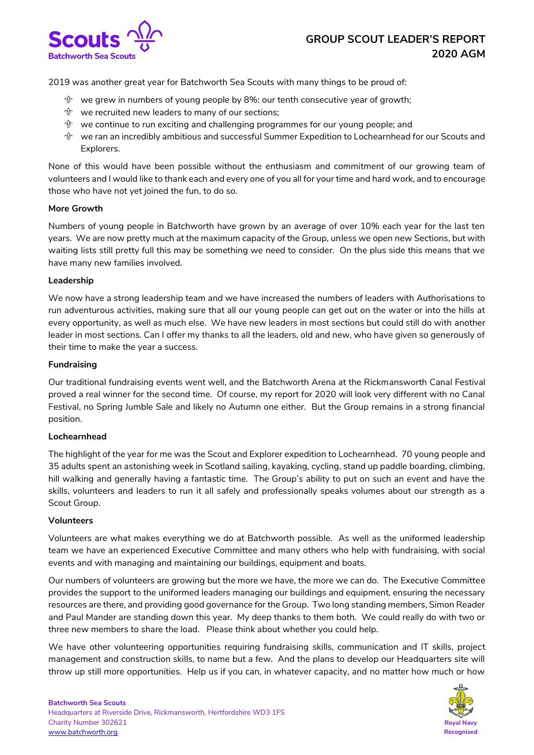# GROUP SCOUT LEADER'S REPORT 2020 AGM

2019 was another great year for Batchworth Sea Scouts with many things to be proud of:

- we grew in numbers of young people by 8%: our tenth consecutive year of growth;
- we recruited new leaders to many of our sections;
- we continue to run exciting and challenging programmes for our young people; and
- we ran an incredibly ambitious and successful Summer Expedition to Lochearnhead for our Scouts and Explorers.

None of this would have been possible without the enthusiasm and commitment of our growing team of volunteers and I would like to thank each and every one of you all for your time and hard work, and to encourage those who have not yet joined the fun, to do so.

**More Growth**

Numbers of young people in Batchworth have grown by an average of over 10% each year for the last ten years. We are now pretty much at the maximum capacity of the Group, unless we open new Sections, but with waiting lists still pretty full this may be something we need to consider. On the plus side this means that we have many new families involved.

**Leadership**

We now have a strong leadership team and we have increased the numbers of leaders with Authorisations to run adventurous activities, making sure that all our young people can get out on the water or into the hills at every opportunity, as well as much else. We have new leaders in most sections but could still do with another leader in most sections. Can I offer my thanks to all the leaders, old and new, who have given so generously of their time to make the year a success.

**Fundraising**

Our traditional fundraising events went well, and the Batchworth Arena at the Rickmansworth Canal Festival proved a real winner for the second time. Of course, my report for 2020 will look very different with no Canal Festival, no Spring Jumble Sale and likely no Autumn one either. But the Group remains in a strong financial position.

**Lochearnhead**

The highlight of the year for me was the Scout and Explorer expedition to Lochearnhead. 70 young people and 35 adults spent an astonishing week in Scotland sailing, kayaking, cycling, stand up paddle boarding, climbing, hill walking and generally having a fantastic time. The Group's ability to put on such an event and have the skills, volunteers and leaders to run it all safely and professionally speaks volumes about our strength as a Scout Group.

**Volunteers**

Volunteers are what makes everything we do at Batchworth possible. As well as the uniformed leadership team we have an experienced Executive Committee and many others who help with fundraising, with social events and with managing and maintaining our buildings, equipment and boats.

Our numbers of volunteers are growing but the more we have, the more we can do. The Executive Committee provides the support to the uniformed leaders managing our buildings and equipment, ensuring the necessary resources are there, and providing good governance for the Group. Two long standing members, Simon Reader and Paul Mander are standing down this year. My deep thanks to them both. We could really do with two or three new members to share the load. Please think about whether you could help.

We have other volunteering opportunities requiring fundraising skills, communication and IT skills, project management and construction skills, to name but a few. And the plans to develop our Headquarters site will throw up still more opportunities. Help us if you can, in whatever capacity, and no matter how much or how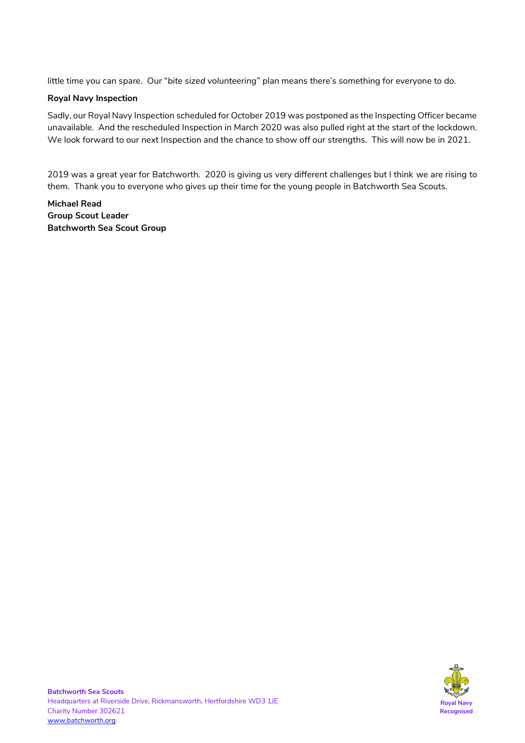little time you can spare. Our "*bite sized volunteering*" plan means there's something for everyone to do.

**Royal Navy Inspection**

Sadly, our Royal Navy Inspection scheduled for October 2019 was postponed as the Inspecting Officer became unavailable. And the rescheduled Inspection in March 2020 was also pulled right at the start of the lockdown. We look forward to our next Inspection and the chance to show off our strengths. This will now be in 2021.

2019 was a great year for Batchworth. 2020 is giving us very different challenges but I think we are rising to them. Thank you to everyone who gives up their time for the young people in Batchworth Sea Scouts.

**Michael Read**
**Group Scout Leader**
**Batchworth Sea Scout Group**